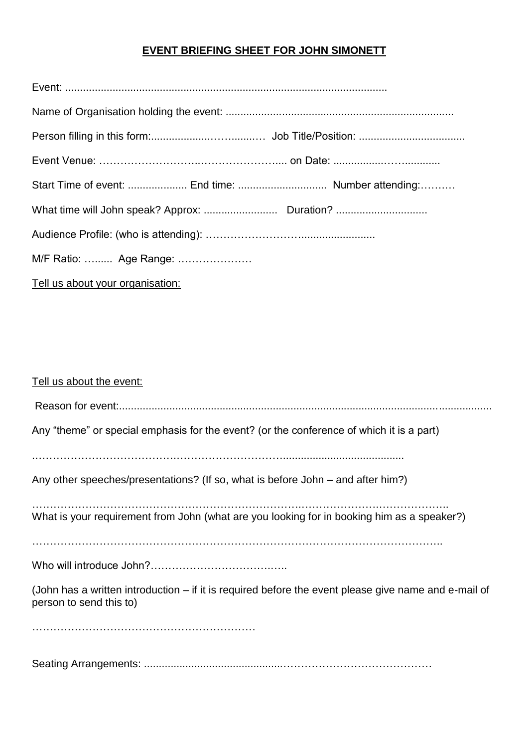# EVENT BRIEFING SHEET FOR JOHN SIMONETT

Event: ............................................................................................................

Name of Organisation holding the event: .............................................................................

Person filling in this form:....................……......…  Job Title/Position: ....................................

Event Venue: ………………………..…………………..... on Date: ..................…….............

Start Time of event: .................... End time: .............................. Number attending:………

What time will John speak? Approx: .........................  Duration? ...............................

Audience Profile: (who is attending): ……………………….........................

M/F Ratio: …...... Age Range: …………………

Tell us about your organisation:

Tell us about the event:

Reason for event:...............................................................................................................................

Any "theme" or special emphasis for the event? (or the conference of which it is a part)

……………………………….………………………….........................................

Any other speeches/presentations? (If so, what is before John – and after him?)

……………………………………………………………..…………………………………..

What is your requirement from John (what are you looking for in booking him as a speaker?)

……………………………………………………………………………………………………..

Who will introduce John?………………………….……..

(John has a written introduction – if it is required before the event please give name and e-mail of person to send this to)

………………………………………………………

Seating Arrangements: ..........................................……………………………………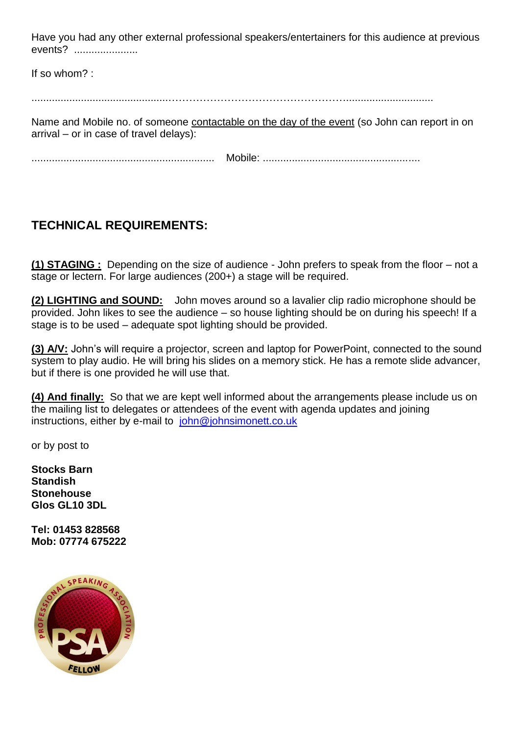Have you had any other external professional speakers/entertainers for this audience at previous events? ......................

If so whom? :

.............................................……………………………………………..............................

Name and Mobile no. of someone contactable on the day of the event (so John can report in on arrival – or in case of travel delays):

............................................................... Mobile: ………………………………………………

## TECHNICAL REQUIREMENTS:

**(1) STAGING :** Depending on the size of audience - John prefers to speak from the floor – not a stage or lectern. For large audiences (200+) a stage will be required.

**(2) LIGHTING and SOUND:** John moves around so a lavalier clip radio microphone should be provided. John likes to see the audience – so house lighting should be on during his speech! If a stage is to be used – adequate spot lighting should be provided.

**(3) A/V:** John's will require a projector, screen and laptop for PowerPoint, connected to the sound system to play audio. He will bring his slides on a memory stick. He has a remote slide advancer, but if there is one provided he will use that.

**(4) And finally:** So that we are kept well informed about the arrangements please include us on the mailing list to delegates or attendees of the event with agenda updates and joining instructions, either by e-mail to john@johnsimonett.co.uk

or by post to

**Stocks Barn**
**Standish**
**Stonehouse**
**Glos GL10 3DL**

**Tel: 01453 828568**
**Mob: 07774 675222**

PROFESSIONAL SPEAKING ASSOCIATION
PSA
FELLOW